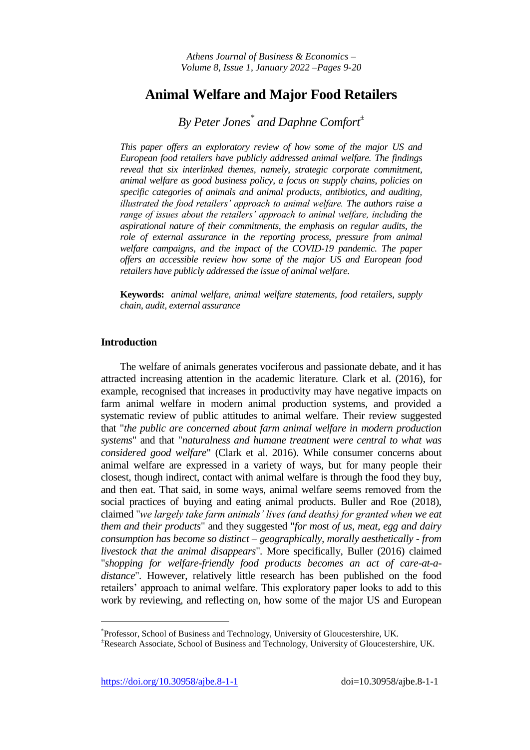# Animal Welfare and Major Food Retailers

*By Peter Jones[*] and Daphne Comfort[±]*

*This paper offers an exploratory review of how some of the major US and European food retailers have publicly addressed animal welfare. The findings reveal that six interlinked themes, namely, strategic corporate commitment, animal welfare as good business policy, a focus on supply chains, policies on specific categories of animals and animal products, antibiotics, and auditing, illustrated the food retailers' approach to animal welfare. The authors raise a range of issues about the retailers' approach to animal welfare, including the aspirational nature of their commitments, the emphasis on regular audits, the role of external assurance in the reporting process, pressure from animal welfare campaigns, and the impact of the COVID-19 pandemic. The paper offers an accessible review how some of the major US and European food retailers have publicly addressed the issue of animal welfare.*

**Keywords:** *animal welfare, animal welfare statements, food retailers, supply chain, audit, external assurance*

## Introduction

The welfare of animals generates vociferous and passionate debate, and it has attracted increasing attention in the academic literature. Clark et al. (2016), for example, recognised that increases in productivity may have negative impacts on farm animal welfare in modern animal production systems, and provided a systematic review of public attitudes to animal welfare. Their review suggested that "*the public are concerned about farm animal welfare in modern production systems*" and that "*naturalness and humane treatment were central to what was considered good welfare*" (Clark et al. 2016). While consumer concerns about animal welfare are expressed in a variety of ways, but for many people their closest, though indirect, contact with animal welfare is through the food they buy, and then eat. That said, in some ways, animal welfare seems removed from the social practices of buying and eating animal products. Buller and Roe (2018), claimed "*we largely take farm animals' lives (and deaths) for granted when we eat them and their products*" and they suggested "*for most of us, meat, egg and dairy consumption has become so distinct – geographically, morally aesthetically - from livestock that the animal disappears*". More specifically, Buller (2016) claimed "*shopping for welfare-friendly food products becomes an act of care-at-a-distance*". However, relatively little research has been published on the food retailers' approach to animal welfare. This exploratory paper looks to add to this work by reviewing, and reflecting on, how some of the major US and European

---

[*]Professor, School of Business and Technology, University of Gloucestershire, UK.

[±]Research Associate, School of Business and Technology, University of Gloucestershire, UK.

https://doi.org/10.30958/ajbe.8-1-1 doi=10.30958/ajbe.8-1-1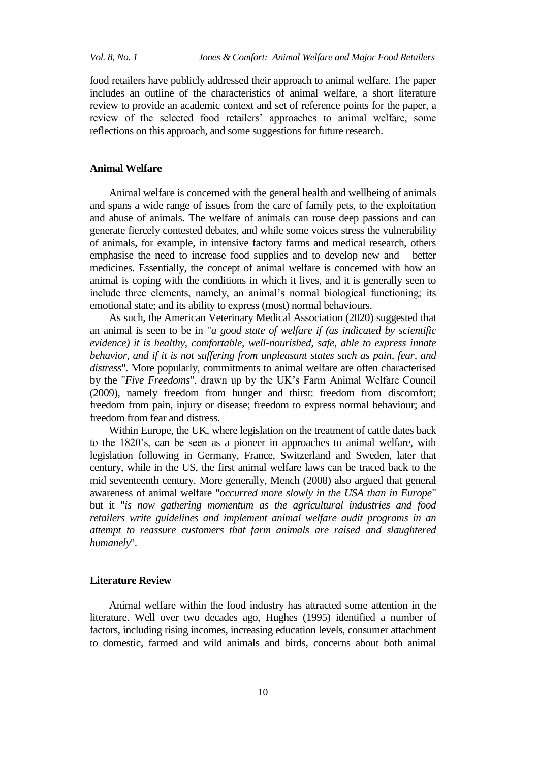food retailers have publicly addressed their approach to animal welfare. The paper includes an outline of the characteristics of animal welfare, a short literature review to provide an academic context and set of reference points for the paper, a review of the selected food retailers' approaches to animal welfare, some reflections on this approach, and some suggestions for future research.

## Animal Welfare

Animal welfare is concerned with the general health and wellbeing of animals and spans a wide range of issues from the care of family pets, to the exploitation and abuse of animals. The welfare of animals can rouse deep passions and can generate fiercely contested debates, and while some voices stress the vulnerability of animals, for example, in intensive factory farms and medical research, others emphasise the need to increase food supplies and to develop new and better medicines. Essentially, the concept of animal welfare is concerned with how an animal is coping with the conditions in which it lives, and it is generally seen to include three elements, namely, an animal's normal biological functioning; its emotional state; and its ability to express (most) normal behaviours.

As such, the American Veterinary Medical Association (2020) suggested that an animal is seen to be in "*a good state of welfare if (as indicated by scientific evidence) it is healthy, comfortable, well-nourished, safe, able to express innate behavior, and if it is not suffering from unpleasant states such as pain, fear, and distress*". More popularly, commitments to animal welfare are often characterised by the "*Five Freedoms*", drawn up by the UK's Farm Animal Welfare Council (2009), namely freedom from hunger and thirst: freedom from discomfort; freedom from pain, injury or disease; freedom to express normal behaviour; and freedom from fear and distress.

Within Europe, the UK, where legislation on the treatment of cattle dates back to the 1820's, can be seen as a pioneer in approaches to animal welfare, with legislation following in Germany, France, Switzerland and Sweden, later that century, while in the US, the first animal welfare laws can be traced back to the mid seventeenth century. More generally, Mench (2008) also argued that general awareness of animal welfare "*occurred more slowly in the USA than in Europe*" but it "*is now gathering momentum as the agricultural industries and food retailers write guidelines and implement animal welfare audit programs in an attempt to reassure customers that farm animals are raised and slaughtered humanely*".

## Literature Review

Animal welfare within the food industry has attracted some attention in the literature. Well over two decades ago, Hughes (1995) identified a number of factors, including rising incomes, increasing education levels, consumer attachment to domestic, farmed and wild animals and birds, concerns about both animal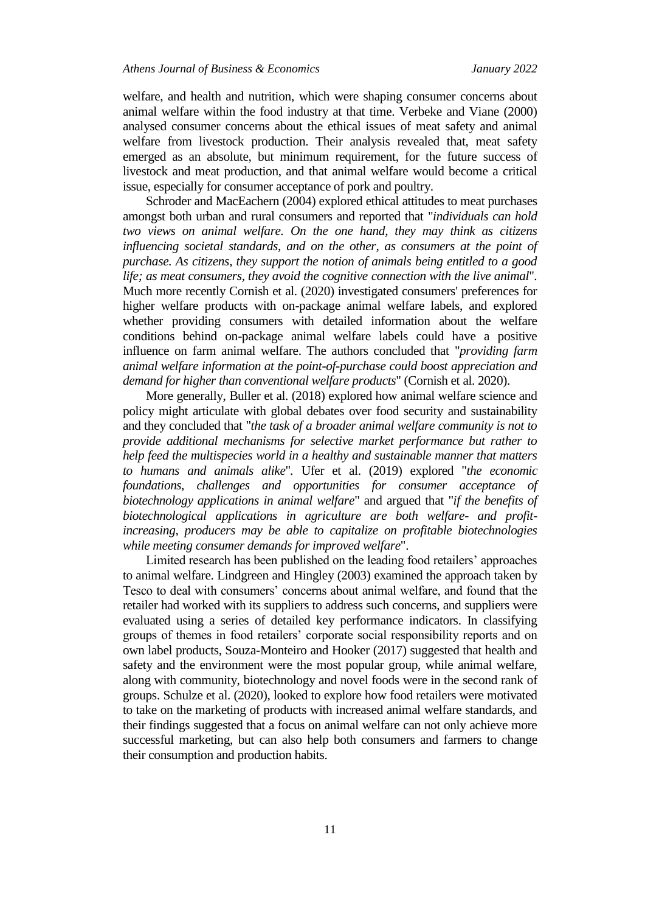welfare, and health and nutrition, which were shaping consumer concerns about animal welfare within the food industry at that time. Verbeke and Viane (2000) analysed consumer concerns about the ethical issues of meat safety and animal welfare from livestock production. Their analysis revealed that, meat safety emerged as an absolute, but minimum requirement, for the future success of livestock and meat production, and that animal welfare would become a critical issue, especially for consumer acceptance of pork and poultry.

Schroder and MacEachern (2004) explored ethical attitudes to meat purchases amongst both urban and rural consumers and reported that "*individuals can hold two views on animal welfare. On the one hand, they may think as citizens influencing societal standards, and on the other, as consumers at the point of purchase. As citizens, they support the notion of animals being entitled to a good life; as meat consumers, they avoid the cognitive connection with the live animal*". Much more recently Cornish et al. (2020) investigated consumers' preferences for higher welfare products with on-package animal welfare labels, and explored whether providing consumers with detailed information about the welfare conditions behind on-package animal welfare labels could have a positive influence on farm animal welfare. The authors concluded that "*providing farm animal welfare information at the point-of-purchase could boost appreciation and demand for higher than conventional welfare products*" (Cornish et al. 2020).

More generally, Buller et al. (2018) explored how animal welfare science and policy might articulate with global debates over food security and sustainability and they concluded that "*the task of a broader animal welfare community is not to provide additional mechanisms for selective market performance but rather to help feed the multispecies world in a healthy and sustainable manner that matters to humans and animals alike*". Ufer et al. (2019) explored "*the economic foundations, challenges and opportunities for consumer acceptance of biotechnology applications in animal welfare*" and argued that "*if the benefits of biotechnological applications in agriculture are both welfare- and profit-increasing, producers may be able to capitalize on profitable biotechnologies while meeting consumer demands for improved welfare*".

Limited research has been published on the leading food retailers' approaches to animal welfare. Lindgreen and Hingley (2003) examined the approach taken by Tesco to deal with consumers' concerns about animal welfare, and found that the retailer had worked with its suppliers to address such concerns, and suppliers were evaluated using a series of detailed key performance indicators. In classifying groups of themes in food retailers' corporate social responsibility reports and on own label products, Souza-Monteiro and Hooker (2017) suggested that health and safety and the environment were the most popular group, while animal welfare, along with community, biotechnology and novel foods were in the second rank of groups. Schulze et al. (2020), looked to explore how food retailers were motivated to take on the marketing of products with increased animal welfare standards, and their findings suggested that a focus on animal welfare can not only achieve more successful marketing, but can also help both consumers and farmers to change their consumption and production habits.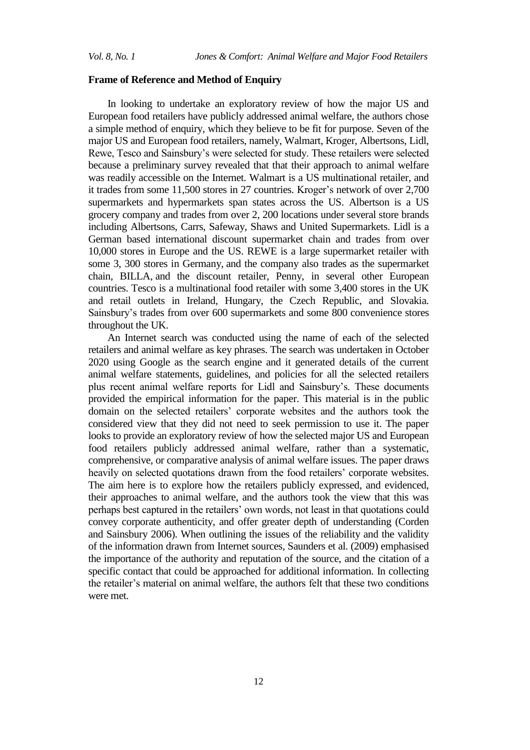## Frame of Reference and Method of Enquiry

In looking to undertake an exploratory review of how the major US and European food retailers have publicly addressed animal welfare, the authors chose a simple method of enquiry, which they believe to be fit for purpose. Seven of the major US and European food retailers, namely, Walmart, Kroger, Albertsons, Lidl, Rewe, Tesco and Sainsbury's were selected for study. These retailers were selected because a preliminary survey revealed that that their approach to animal welfare was readily accessible on the Internet. Walmart is a US multinational retailer, and it trades from some 11,500 stores in 27 countries. Kroger's network of over 2,700 supermarkets and hypermarkets span states across the US. Albertson is a US grocery company and trades from over 2, 200 locations under several store brands including Albertsons, Carrs, Safeway, Shaws and United Supermarkets. Lidl is a German based international discount supermarket chain and trades from over 10,000 stores in Europe and the US. REWE is a large supermarket retailer with some 3, 300 stores in Germany, and the company also trades as the supermarket chain, BILLA, and the discount retailer, Penny, in several other European countries. Tesco is a multinational food retailer with some 3,400 stores in the UK and retail outlets in Ireland, Hungary, the Czech Republic, and Slovakia. Sainsbury's trades from over 600 supermarkets and some 800 convenience stores throughout the UK.

An Internet search was conducted using the name of each of the selected retailers and animal welfare as key phrases. The search was undertaken in October 2020 using Google as the search engine and it generated details of the current animal welfare statements, guidelines, and policies for all the selected retailers plus recent animal welfare reports for Lidl and Sainsbury's. These documents provided the empirical information for the paper. This material is in the public domain on the selected retailers' corporate websites and the authors took the considered view that they did not need to seek permission to use it. The paper looks to provide an exploratory review of how the selected major US and European food retailers publicly addressed animal welfare, rather than a systematic, comprehensive, or comparative analysis of animal welfare issues. The paper draws heavily on selected quotations drawn from the food retailers' corporate websites. The aim here is to explore how the retailers publicly expressed, and evidenced, their approaches to animal welfare, and the authors took the view that this was perhaps best captured in the retailers' own words, not least in that quotations could convey corporate authenticity, and offer greater depth of understanding (Corden and Sainsbury 2006). When outlining the issues of the reliability and the validity of the information drawn from Internet sources, Saunders et al. (2009) emphasised the importance of the authority and reputation of the source, and the citation of a specific contact that could be approached for additional information. In collecting the retailer's material on animal welfare, the authors felt that these two conditions were met.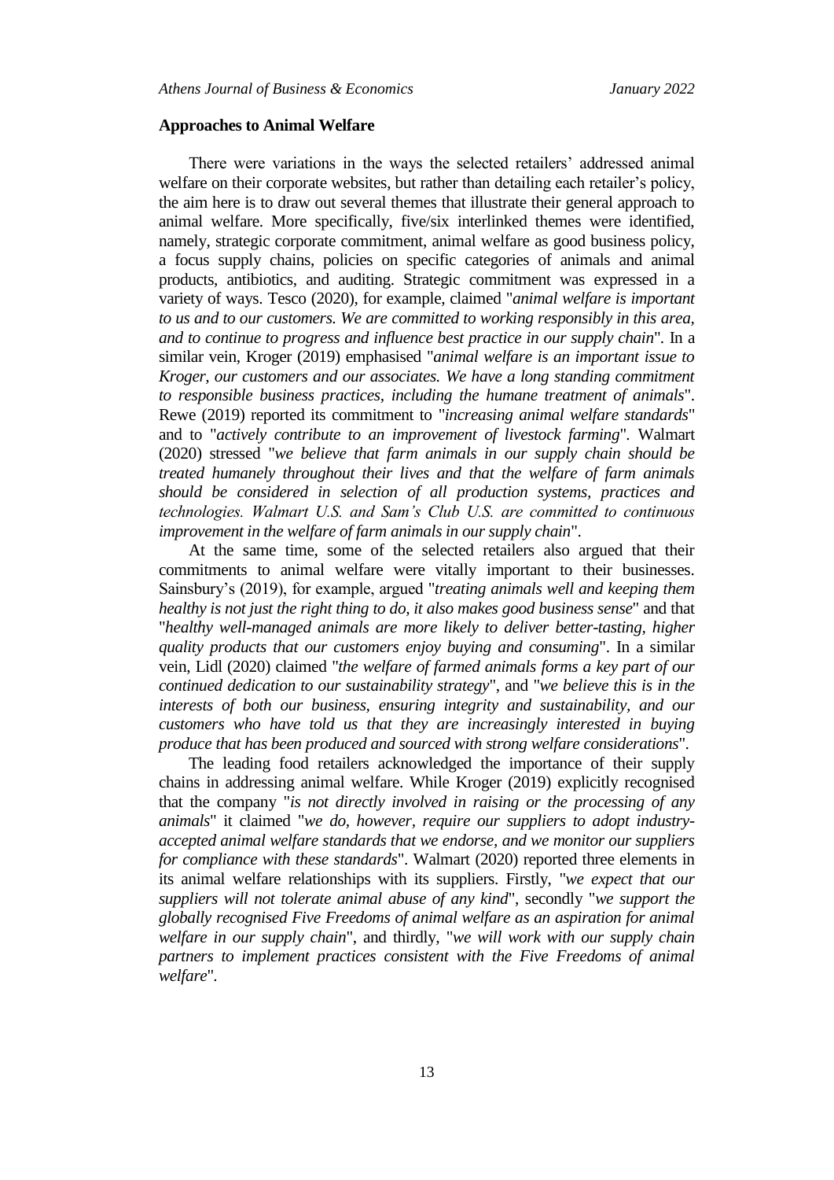**Approaches to Animal Welfare**

There were variations in the ways the selected retailers' addressed animal welfare on their corporate websites, but rather than detailing each retailer's policy, the aim here is to draw out several themes that illustrate their general approach to animal welfare. More specifically, five/six interlinked themes were identified, namely, strategic corporate commitment, animal welfare as good business policy, a focus supply chains, policies on specific categories of animals and animal products, antibiotics, and auditing. Strategic commitment was expressed in a variety of ways. Tesco (2020), for example, claimed "*animal welfare is important to us and to our customers. We are committed to working responsibly in this area, and to continue to progress and influence best practice in our supply chain*". In a similar vein, Kroger (2019) emphasised "*animal welfare is an important issue to Kroger, our customers and our associates. We have a long standing commitment to responsible business practices, including the humane treatment of animals*". Rewe (2019) reported its commitment to "*increasing animal welfare standards*" and to "*actively contribute to an improvement of livestock farming*". Walmart (2020) stressed "*we believe that farm animals in our supply chain should be treated humanely throughout their lives and that the welfare of farm animals should be considered in selection of all production systems, practices and technologies. Walmart U.S. and Sam's Club U.S. are committed to continuous improvement in the welfare of farm animals in our supply chain*".

At the same time, some of the selected retailers also argued that their commitments to animal welfare were vitally important to their businesses. Sainsbury's (2019), for example, argued "*treating animals well and keeping them healthy is not just the right thing to do, it also makes good business sense*" and that "*healthy well-managed animals are more likely to deliver better-tasting, higher quality products that our customers enjoy buying and consuming*". In a similar vein, Lidl (2020) claimed "*the welfare of farmed animals forms a key part of our continued dedication to our sustainability strategy*", and "*we believe this is in the interests of both our business, ensuring integrity and sustainability, and our customers who have told us that they are increasingly interested in buying produce that has been produced and sourced with strong welfare considerations*".

The leading food retailers acknowledged the importance of their supply chains in addressing animal welfare. While Kroger (2019) explicitly recognised that the company "*is not directly involved in raising or the processing of any animals*" it claimed "*we do, however, require our suppliers to adopt industry-accepted animal welfare standards that we endorse, and we monitor our suppliers for compliance with these standards*". Walmart (2020) reported three elements in its animal welfare relationships with its suppliers. Firstly, "*we expect that our suppliers will not tolerate animal abuse of any kind*", secondly "*we support the globally recognised Five Freedoms of animal welfare as an aspiration for animal welfare in our supply chain*", and thirdly, "*we will work with our supply chain partners to implement practices consistent with the Five Freedoms of animal welfare*".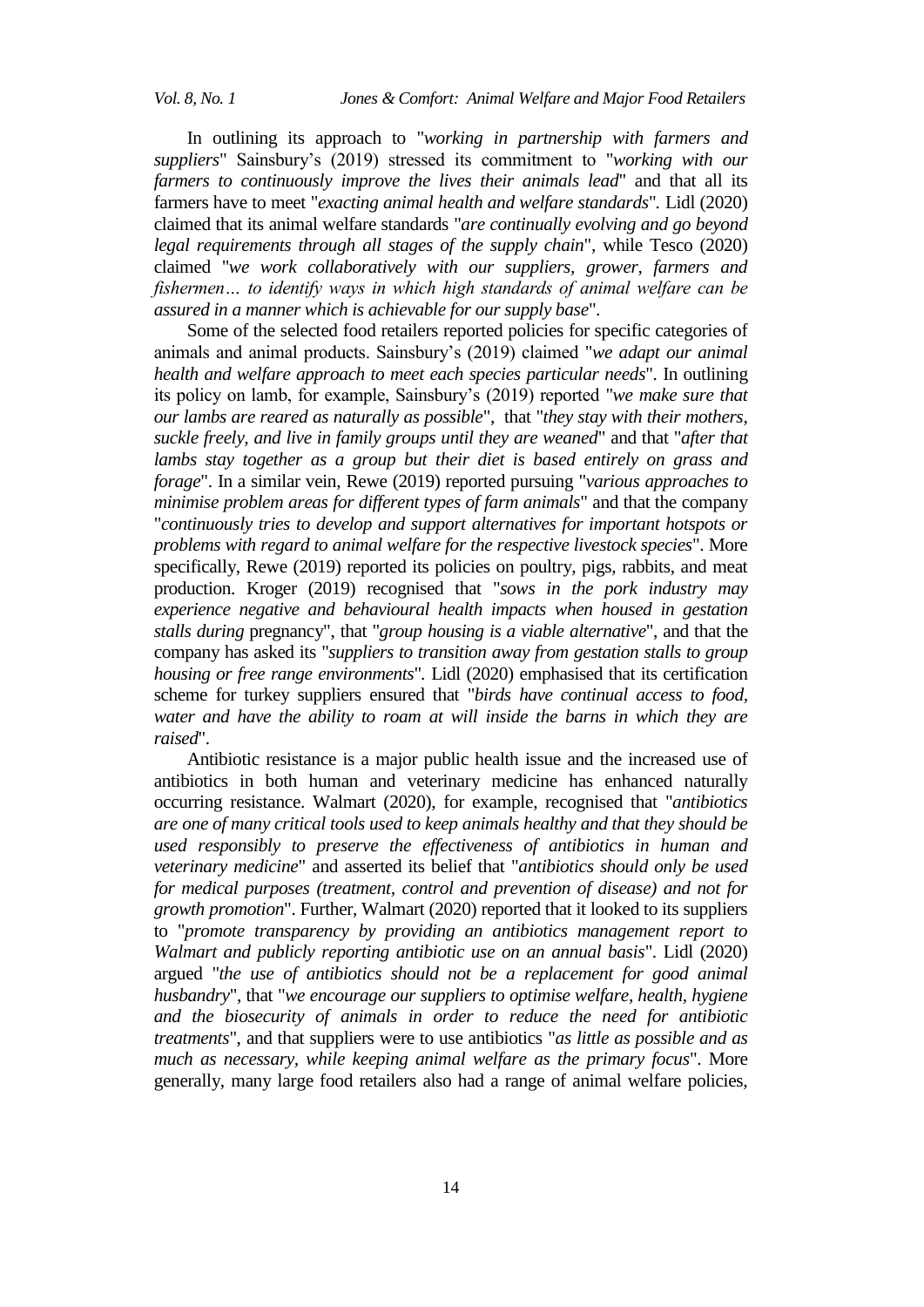In outlining its approach to "*working in partnership with farmers and suppliers*" Sainsbury's (2019) stressed its commitment to "*working with our farmers to continuously improve the lives their animals lead*" and that all its farmers have to meet "*exacting animal health and welfare standards*". Lidl (2020) claimed that its animal welfare standards "*are continually evolving and go beyond legal requirements through all stages of the supply chain*", while Tesco (2020) claimed "*we work collaboratively with our suppliers, grower, farmers and fishermen… to identify ways in which high standards of animal welfare can be assured in a manner which is achievable for our supply base*".

Some of the selected food retailers reported policies for specific categories of animals and animal products. Sainsbury's (2019) claimed "*we adapt our animal health and welfare approach to meet each species particular needs*". In outlining its policy on lamb, for example, Sainsbury's (2019) reported "*we make sure that our lambs are reared as naturally as possible*", that "*they stay with their mothers, suckle freely, and live in family groups until they are weaned*" and that "*after that lambs stay together as a group but their diet is based entirely on grass and forage*". In a similar vein, Rewe (2019) reported pursuing "*various approaches to minimise problem areas for different types of farm animals*" and that the company "*continuously tries to develop and support alternatives for important hotspots or problems with regard to animal welfare for the respective livestock species*". More specifically, Rewe (2019) reported its policies on poultry, pigs, rabbits, and meat production. Kroger (2019) recognised that "*sows in the pork industry may experience negative and behavioural health impacts when housed in gestation stalls during* pregnancy", that "*group housing is a viable alternative*", and that the company has asked its "*suppliers to transition away from gestation stalls to group housing or free range environments*". Lidl (2020) emphasised that its certification scheme for turkey suppliers ensured that "*birds have continual access to food, water and have the ability to roam at will inside the barns in which they are raised*".

Antibiotic resistance is a major public health issue and the increased use of antibiotics in both human and veterinary medicine has enhanced naturally occurring resistance. Walmart (2020), for example, recognised that "*antibiotics are one of many critical tools used to keep animals healthy and that they should be used responsibly to preserve the effectiveness of antibiotics in human and veterinary medicine*" and asserted its belief that "*antibiotics should only be used for medical purposes (treatment, control and prevention of disease) and not for growth promotion*". Further, Walmart (2020) reported that it looked to its suppliers to "*promote transparency by providing an antibiotics management report to Walmart and publicly reporting antibiotic use on an annual basis*". Lidl (2020) argued "*the use of antibiotics should not be a replacement for good animal husbandry*", that "*we encourage our suppliers to optimise welfare, health, hygiene and the biosecurity of animals in order to reduce the need for antibiotic treatments*", and that suppliers were to use antibiotics "*as little as possible and as much as necessary, while keeping animal welfare as the primary focus*". More generally, many large food retailers also had a range of animal welfare policies,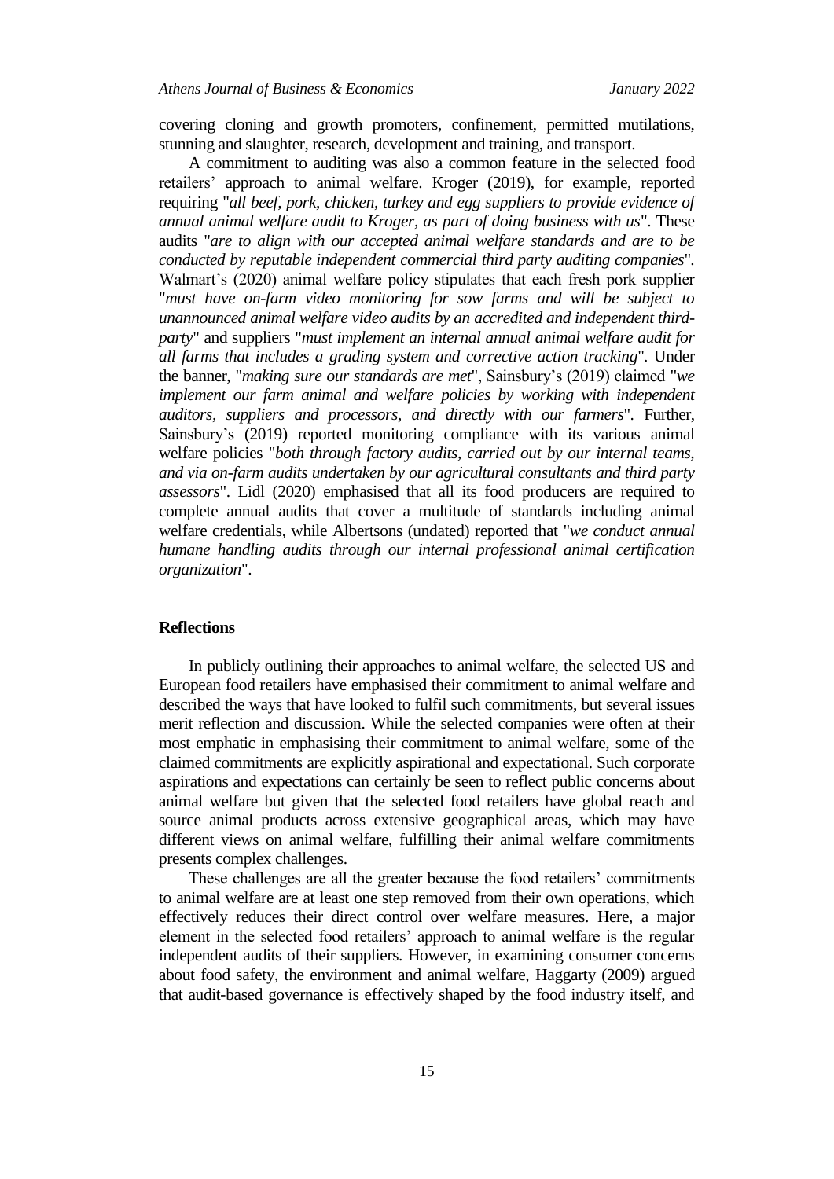covering cloning and growth promoters, confinement, permitted mutilations, stunning and slaughter, research, development and training, and transport.

A commitment to auditing was also a common feature in the selected food retailers' approach to animal welfare. Kroger (2019), for example, reported requiring "*all beef, pork, chicken, turkey and egg suppliers to provide evidence of annual animal welfare audit to Kroger, as part of doing business with us*". These audits "*are to align with our accepted animal welfare standards and are to be conducted by reputable independent commercial third party auditing companies*". Walmart's (2020) animal welfare policy stipulates that each fresh pork supplier "*must have on-farm video monitoring for sow farms and will be subject to unannounced animal welfare video audits by an accredited and independent third-party*" and suppliers "*must implement an internal annual animal welfare audit for all farms that includes a grading system and corrective action tracking*". Under the banner, "*making sure our standards are met*", Sainsbury's (2019) claimed "*we implement our farm animal and welfare policies by working with independent auditors, suppliers and processors, and directly with our farmers*". Further, Sainsbury's (2019) reported monitoring compliance with its various animal welfare policies "*both through factory audits, carried out by our internal teams, and via on-farm audits undertaken by our agricultural consultants and third party assessors*". Lidl (2020) emphasised that all its food producers are required to complete annual audits that cover a multitude of standards including animal welfare credentials, while Albertsons (undated) reported that "*we conduct annual humane handling audits through our internal professional animal certification organization*".

## Reflections

In publicly outlining their approaches to animal welfare, the selected US and European food retailers have emphasised their commitment to animal welfare and described the ways that have looked to fulfil such commitments, but several issues merit reflection and discussion. While the selected companies were often at their most emphatic in emphasising their commitment to animal welfare, some of the claimed commitments are explicitly aspirational and expectational. Such corporate aspirations and expectations can certainly be seen to reflect public concerns about animal welfare but given that the selected food retailers have global reach and source animal products across extensive geographical areas, which may have different views on animal welfare, fulfilling their animal welfare commitments presents complex challenges.

These challenges are all the greater because the food retailers' commitments to animal welfare are at least one step removed from their own operations, which effectively reduces their direct control over welfare measures. Here, a major element in the selected food retailers' approach to animal welfare is the regular independent audits of their suppliers. However, in examining consumer concerns about food safety, the environment and animal welfare, Haggarty (2009) argued that audit-based governance is effectively shaped by the food industry itself, and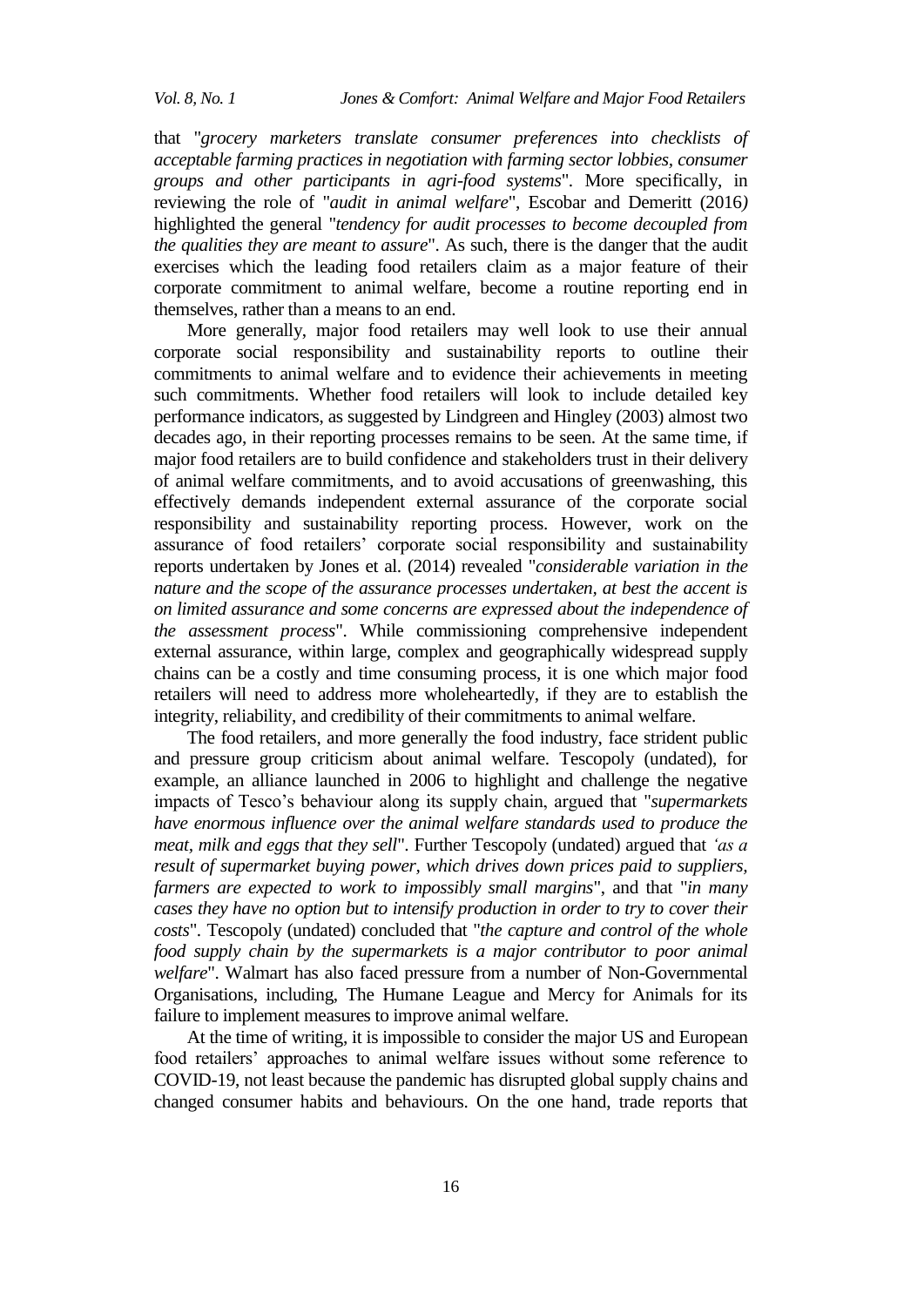that "*grocery marketers translate consumer preferences into checklists of acceptable farming practices in negotiation with farming sector lobbies, consumer groups and other participants in agri-food systems*". More specifically, in reviewing the role of "*audit in animal welfare*", Escobar and Demeritt (2016*)* highlighted the general "*tendency for audit processes to become decoupled from the qualities they are meant to assure*". As such, there is the danger that the audit exercises which the leading food retailers claim as a major feature of their corporate commitment to animal welfare, become a routine reporting end in themselves, rather than a means to an end.

More generally, major food retailers may well look to use their annual corporate social responsibility and sustainability reports to outline their commitments to animal welfare and to evidence their achievements in meeting such commitments. Whether food retailers will look to include detailed key performance indicators, as suggested by Lindgreen and Hingley (2003) almost two decades ago, in their reporting processes remains to be seen. At the same time, if major food retailers are to build confidence and stakeholders trust in their delivery of animal welfare commitments, and to avoid accusations of greenwashing, this effectively demands independent external assurance of the corporate social responsibility and sustainability reporting process. However, work on the assurance of food retailers' corporate social responsibility and sustainability reports undertaken by Jones et al. (2014) revealed "*considerable variation in the nature and the scope of the assurance processes undertaken, at best the accent is on limited assurance and some concerns are expressed about the independence of the assessment process*". While commissioning comprehensive independent external assurance, within large, complex and geographically widespread supply chains can be a costly and time consuming process, it is one which major food retailers will need to address more wholeheartedly, if they are to establish the integrity, reliability, and credibility of their commitments to animal welfare.

The food retailers, and more generally the food industry, face strident public and pressure group criticism about animal welfare. Tescopoly (undated), for example, an alliance launched in 2006 to highlight and challenge the negative impacts of Tesco's behaviour along its supply chain, argued that "*supermarkets have enormous influence over the animal welfare standards used to produce the meat, milk and eggs that they sell*". Further Tescopoly (undated) argued that *'as a result of supermarket buying power, which drives down prices paid to suppliers, farmers are expected to work to impossibly small margins*", and that "*in many cases they have no option but to intensify production in order to try to cover their costs*". Tescopoly (undated) concluded that "*the capture and control of the whole food supply chain by the supermarkets is a major contributor to poor animal welfare*". Walmart has also faced pressure from a number of Non-Governmental Organisations, including, The Humane League and Mercy for Animals for its failure to implement measures to improve animal welfare.

At the time of writing, it is impossible to consider the major US and European food retailers' approaches to animal welfare issues without some reference to COVID-19, not least because the pandemic has disrupted global supply chains and changed consumer habits and behaviours. On the one hand, trade reports that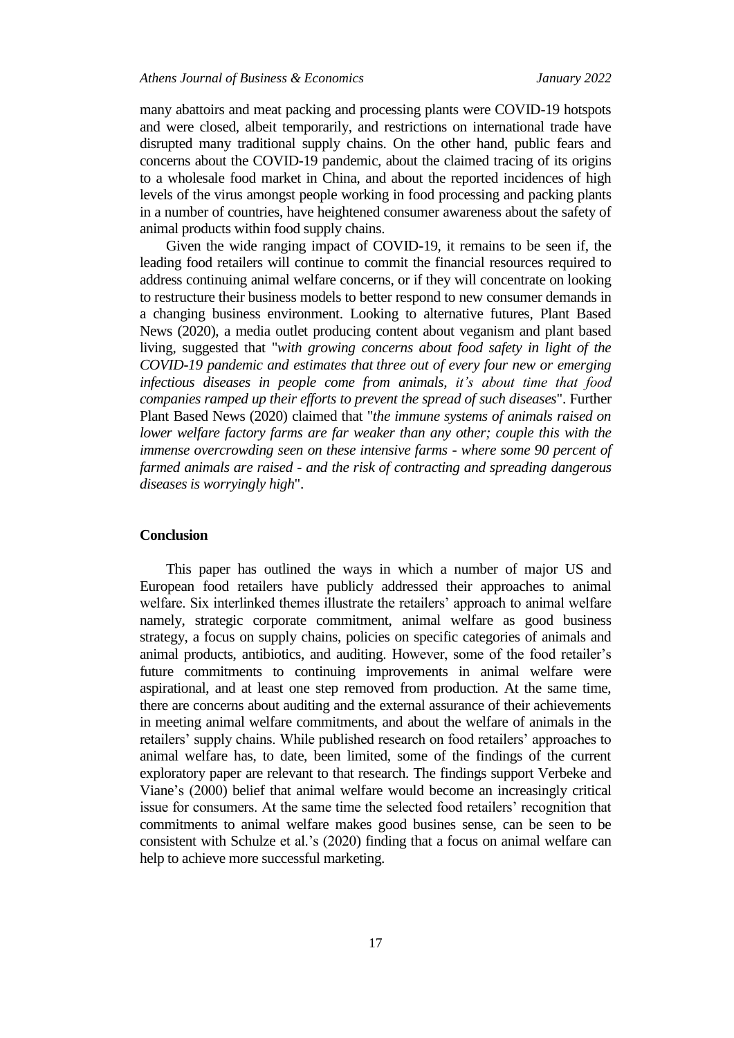many abattoirs and meat packing and processing plants were COVID-19 hotspots and were closed, albeit temporarily, and restrictions on international trade have disrupted many traditional supply chains. On the other hand, public fears and concerns about the COVID-19 pandemic, about the claimed tracing of its origins to a wholesale food market in China, and about the reported incidences of high levels of the virus amongst people working in food processing and packing plants in a number of countries, have heightened consumer awareness about the safety of animal products within food supply chains.

Given the wide ranging impact of COVID-19, it remains to be seen if, the leading food retailers will continue to commit the financial resources required to address continuing animal welfare concerns, or if they will concentrate on looking to restructure their business models to better respond to new consumer demands in a changing business environment. Looking to alternative futures, Plant Based News (2020), a media outlet producing content about veganism and plant based living, suggested that "*with growing concerns about food safety in light of the COVID-19 pandemic and estimates that three out of every four new or emerging infectious diseases in people come from animals, it's about time that food companies ramped up their efforts to prevent the spread of such diseases*". Further Plant Based News (2020) claimed that "*the immune systems of animals raised on lower welfare factory farms are far weaker than any other; couple this with the immense overcrowding seen on these intensive farms - where some 90 percent of farmed animals are raised - and the risk of contracting and spreading dangerous diseases is worryingly high*".

## Conclusion

This paper has outlined the ways in which a number of major US and European food retailers have publicly addressed their approaches to animal welfare. Six interlinked themes illustrate the retailers' approach to animal welfare namely, strategic corporate commitment, animal welfare as good business strategy, a focus on supply chains, policies on specific categories of animals and animal products, antibiotics, and auditing. However, some of the food retailer's future commitments to continuing improvements in animal welfare were aspirational, and at least one step removed from production. At the same time, there are concerns about auditing and the external assurance of their achievements in meeting animal welfare commitments, and about the welfare of animals in the retailers' supply chains. While published research on food retailers' approaches to animal welfare has, to date, been limited, some of the findings of the current exploratory paper are relevant to that research. The findings support Verbeke and Viane's (2000) belief that animal welfare would become an increasingly critical issue for consumers. At the same time the selected food retailers' recognition that commitments to animal welfare makes good busines sense, can be seen to be consistent with Schulze et al.'s (2020) finding that a focus on animal welfare can help to achieve more successful marketing.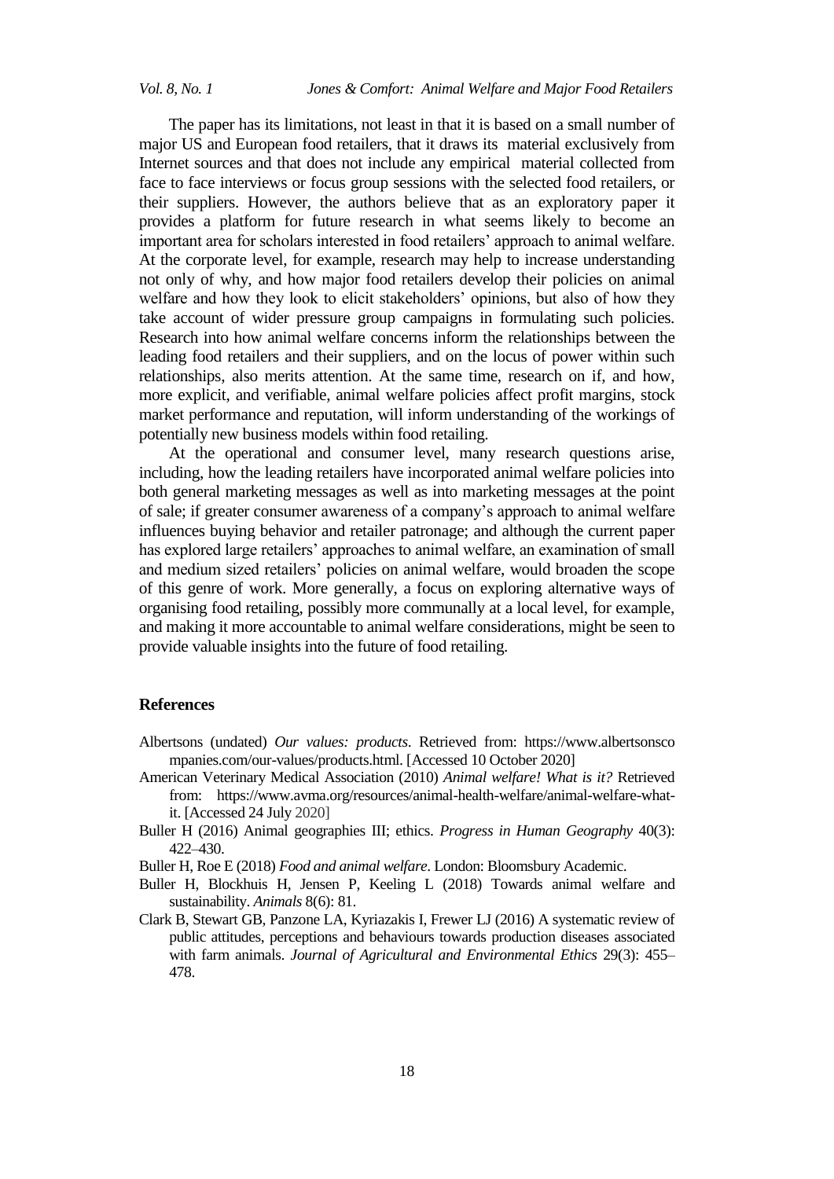The paper has its limitations, not least in that it is based on a small number of major US and European food retailers, that it draws its material exclusively from Internet sources and that does not include any empirical material collected from face to face interviews or focus group sessions with the selected food retailers, or their suppliers. However, the authors believe that as an exploratory paper it provides a platform for future research in what seems likely to become an important area for scholars interested in food retailers' approach to animal welfare. At the corporate level, for example, research may help to increase understanding not only of why, and how major food retailers develop their policies on animal welfare and how they look to elicit stakeholders' opinions, but also of how they take account of wider pressure group campaigns in formulating such policies. Research into how animal welfare concerns inform the relationships between the leading food retailers and their suppliers, and on the locus of power within such relationships, also merits attention. At the same time, research on if, and how, more explicit, and verifiable, animal welfare policies affect profit margins, stock market performance and reputation, will inform understanding of the workings of potentially new business models within food retailing.

At the operational and consumer level, many research questions arise, including, how the leading retailers have incorporated animal welfare policies into both general marketing messages as well as into marketing messages at the point of sale; if greater consumer awareness of a company's approach to animal welfare influences buying behavior and retailer patronage; and although the current paper has explored large retailers' approaches to animal welfare, an examination of small and medium sized retailers' policies on animal welfare, would broaden the scope of this genre of work. More generally, a focus on exploring alternative ways of organising food retailing, possibly more communally at a local level, for example, and making it more accountable to animal welfare considerations, might be seen to provide valuable insights into the future of food retailing.

## References

Albertsons (undated) *Our values: products*. Retrieved from: https://www.albertsonscompanies.com/our-values/products.html. [Accessed 10 October 2020]

American Veterinary Medical Association (2010) *Animal welfare! What is it?* Retrieved from: https://www.avma.org/resources/animal-health-welfare/animal-welfare-what-it. [Accessed 24 July 2020]

Buller H (2016) Animal geographies III; ethics. *Progress in Human Geography* 40(3): 422–430.

Buller H, Roe E (2018) *Food and animal welfare*. London: Bloomsbury Academic.

Buller H, Blockhuis H, Jensen P, Keeling L (2018) Towards animal welfare and sustainability. *Animals* 8(6): 81.

Clark B, Stewart GB, Panzone LA, Kyriazakis I, Frewer LJ (2016) A systematic review of public attitudes, perceptions and behaviours towards production diseases associated with farm animals. *Journal of Agricultural and Environmental Ethics* 29(3): 455–478.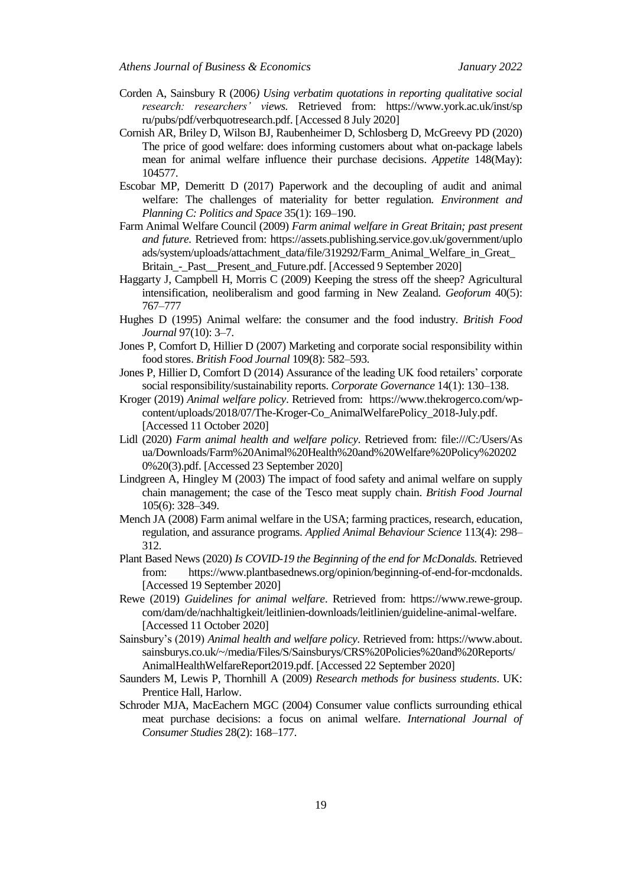Corden A, Sainsbury R (2006) *Using verbatim quotations in reporting qualitative social research: researchers' views.* Retrieved from: https://www.york.ac.uk/inst/spru/pubs/pdf/verbquotresearch.pdf. [Accessed 8 July 2020]

Cornish AR, Briley D, Wilson BJ, Raubenheimer D, Schlosberg D, McGreevy PD (2020) The price of good welfare: does informing customers about what on-package labels mean for animal welfare influence their purchase decisions. *Appetite* 148(May): 104577.

Escobar MP, Demeritt D (2017) Paperwork and the decoupling of audit and animal welfare: The challenges of materiality for better regulation. *Environment and Planning C: Politics and Space* 35(1): 169–190.

Farm Animal Welfare Council (2009) *Farm animal welfare in Great Britain; past present and future.* Retrieved from: https://assets.publishing.service.gov.uk/government/uploads/system/uploads/attachment_data/file/319292/Farm_Animal_Welfare_in_Great_Britain_-_Past__Present_and_Future.pdf. [Accessed 9 September 2020]

Haggarty J, Campbell H, Morris C (2009) Keeping the stress off the sheep? Agricultural intensification, neoliberalism and good farming in New Zealand. *Geoforum* 40(5): 767–777

Hughes D (1995) Animal welfare: the consumer and the food industry. *British Food Journal* 97(10): 3–7.

Jones P, Comfort D, Hillier D (2007) Marketing and corporate social responsibility within food stores. *British Food Journal* 109(8): 582–593.

Jones P, Hillier D, Comfort D (2014) Assurance of the leading UK food retailers' corporate social responsibility/sustainability reports. *Corporate Governance* 14(1): 130–138.

Kroger (2019) *Animal welfare policy*. Retrieved from: https://www.thekrogerco.com/wp-content/uploads/2018/07/The-Kroger-Co_AnimalWelfarePolicy_2018-July.pdf. [Accessed 11 October 2020]

Lidl (2020) *Farm animal health and welfare policy*. Retrieved from: file:///C:/Users/Asua/Downloads/Farm%20Animal%20Health%20and%20Welfare%20Policy%202020%20(3).pdf. [Accessed 23 September 2020]

Lindgreen A, Hingley M (2003) The impact of food safety and animal welfare on supply chain management; the case of the Tesco meat supply chain. *British Food Journal* 105(6): 328–349.

Mench JA (2008) Farm animal welfare in the USA; farming practices, research, education, regulation, and assurance programs. *Applied Animal Behaviour Science* 113(4): 298–312.

Plant Based News (2020) *Is COVID-19 the Beginning of the end for McDonalds.* Retrieved from: https://www.plantbasednews.org/opinion/beginning-of-end-for-mcdonalds. [Accessed 19 September 2020]

Rewe (2019) *Guidelines for animal welfare*. Retrieved from: https://www.rewe-group.com/dam/de/nachhaltigkeit/leitlinien-downloads/leitlinien/guideline-animal-welfare. [Accessed 11 October 2020]

Sainsbury's (2019) *Animal health and welfare policy*. Retrieved from: https://www.about.sainsburys.co.uk/~/media/Files/S/Sainsburys/CRS%20Policies%20and%20Reports/AnimalHealthWelfareReport2019.pdf. [Accessed 22 September 2020]

Saunders M, Lewis P, Thornhill A (2009) *Research methods for business students*. UK: Prentice Hall, Harlow.

Schroder MJA, MacEachern MGC (2004) Consumer value conflicts surrounding ethical meat purchase decisions: a focus on animal welfare. *International Journal of Consumer Studies* 28(2): 168–177.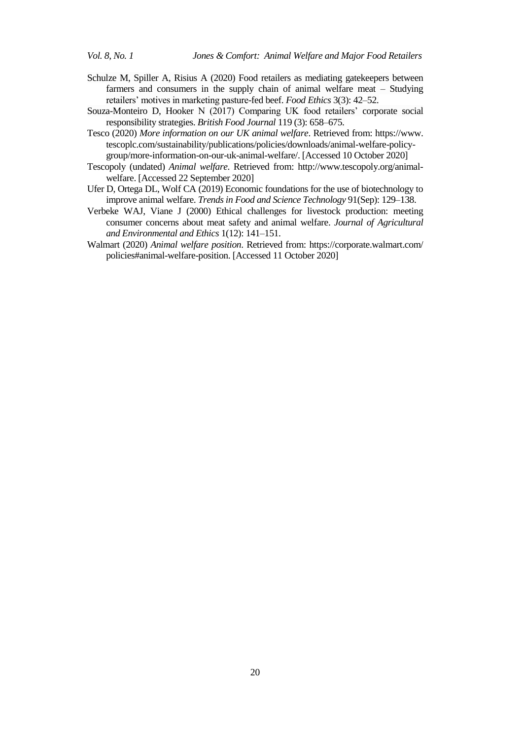Schulze M, Spiller A, Risius A (2020) Food retailers as mediating gatekeepers between farmers and consumers in the supply chain of animal welfare meat – Studying retailers' motives in marketing pasture-fed beef. *Food Ethics* 3(3): 42–52.

Souza-Monteiro D, Hooker N (2017) Comparing UK food retailers' corporate social responsibility strategies. *British Food Journal* 119 (3): 658–675.

Tesco (2020) *More information on our UK animal welfare*. Retrieved from: https://www.tescoplc.com/sustainability/publications/policies/downloads/animal-welfare-policy-group/more-information-on-our-uk-animal-welfare/. [Accessed 10 October 2020]

Tescopoly (undated) *Animal welfare*. Retrieved from: http://www.tescopoly.org/animal-welfare. [Accessed 22 September 2020]

Ufer D, Ortega DL, Wolf CA (2019) Economic foundations for the use of biotechnology to improve animal welfare. *Trends in Food and Science Technology* 91(Sep): 129–138.

Verbeke WAJ, Viane J (2000) Ethical challenges for livestock production: meeting consumer concerns about meat safety and animal welfare. *Journal of Agricultural and Environmental and Ethics* 1(12): 141–151.

Walmart (2020) *Animal welfare position*. Retrieved from: https://corporate.walmart.com/policies#animal-welfare-position. [Accessed 11 October 2020]